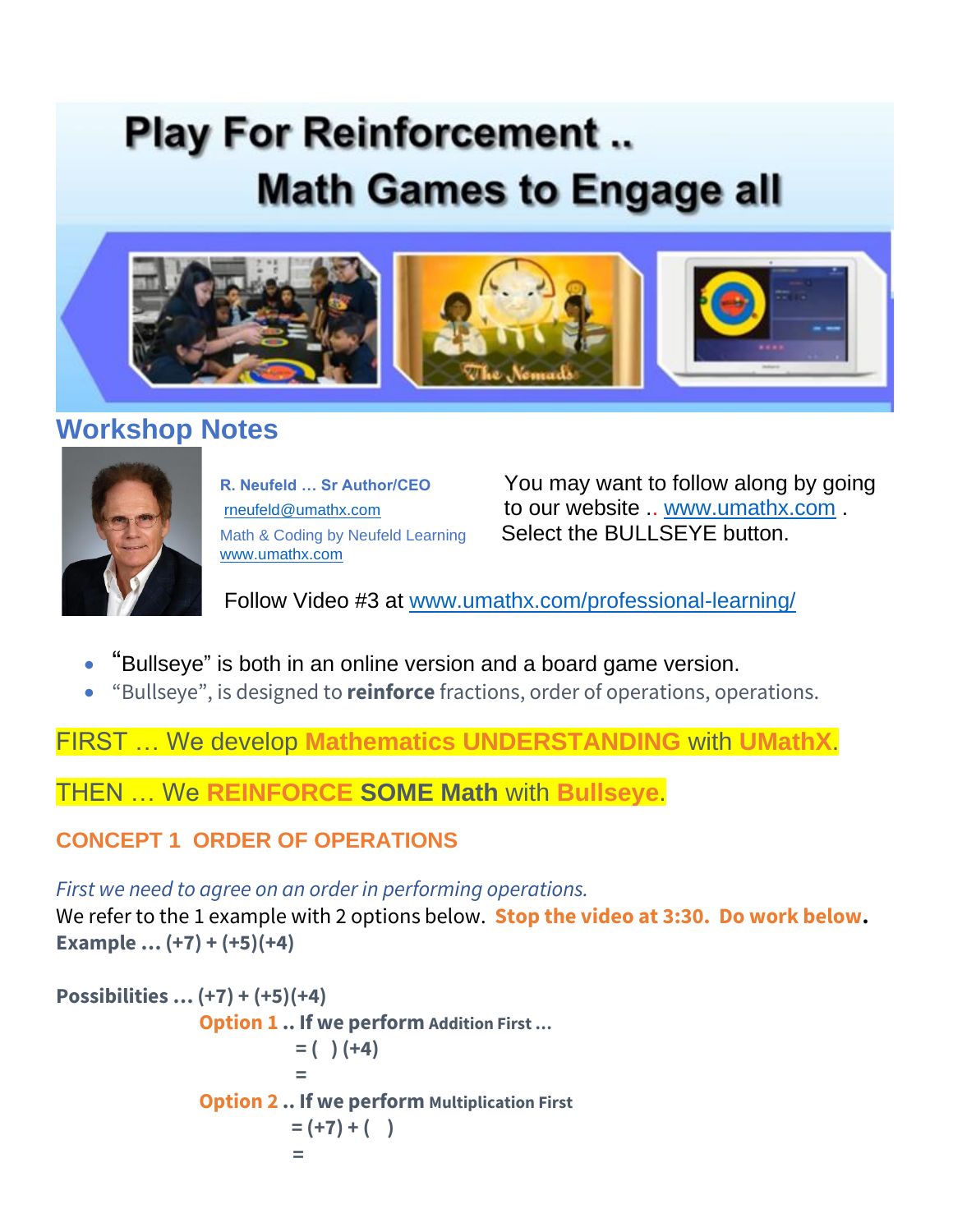# Play For Reinforcement ..
# Math Games to Engage all

## Workshop Notes

**R. Neufeld … Sr Author/CEO**
rneufeld@umathx.com
Math & Coding by Neufeld Learning
www.umathx.com

You may want to follow along by going to our website .. www.umathx.com . Select the BULLSEYE button.

Follow Video #3 at www.umathx.com/professional-learning/

- "Bullseye" is both in an online version and a board game version.
- "Bullseye", is designed to **reinforce** fractions, order of operations, operations.

FIRST … We develop **Mathematics UNDERSTANDING** with **UMathX**.

THEN … We **REINFORCE SOME Math** with **Bullseye**.

### CONCEPT 1 ORDER OF OPERATIONS

*First we need to agree on an order in performing operations.*

We refer to the 1 example with 2 options below. **Stop the video at 3:30. Do work below.**

**Example … (+7) + (+5)(+4)**

**Possibilities … (+7) + (+5)(+4)**

**Option 1 .. If we perform Addition First …**

= (   ) (+4)

=

**Option 2 .. If we perform Multiplication First**

= (+7) + (   )

=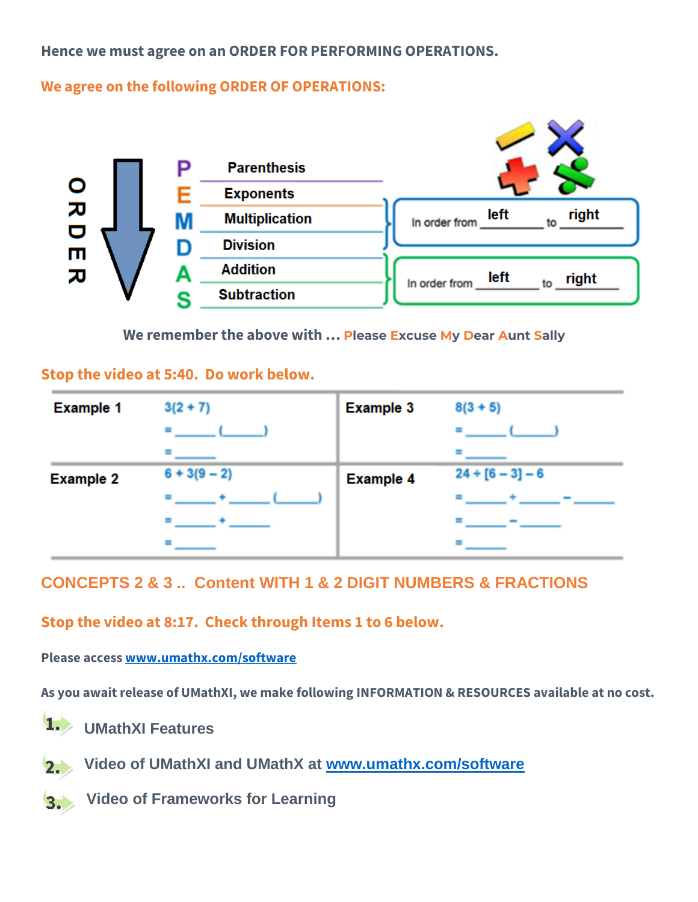**Hence we must agree on an ORDER FOR PERFORMING OPERATIONS.**

**We agree on the following ORDER OF OPERATIONS:**

ORDER

| | |
|---|---|
| **P** | Parenthesis |
| **E** | Exponents |
| **M** | Multiplication |
| **D** | Division |
| **A** | Addition |
| **S** | Subtraction |

Multiplication and Division: In order from left to right

Addition and Subtraction: In order from left to right

**We remember the above with … Please Excuse My Dear Aunt Sally**

**Stop the video at 5:40. Do work below.**

| | | | |
|---|---|---|---|
| **Example 1** | $3(2 + 7)$<br>= ______ (______)<br>= ______ | **Example 3** | $8(3 + 5)$<br>= ______ (______)<br>= ______ |
| **Example 2** | $6 + 3(9 - 2)$<br>= ______ + ______ (______)<br>= ______ + ______<br>= ______ | **Example 4** | $24 \div [6 - 3] - 6$<br>= ______ ÷ ______ − ______<br>= ______ − ______<br>= ______ |

## CONCEPTS 2 & 3 .. Content WITH 1 & 2 DIGIT NUMBERS & FRACTIONS

**Stop the video at 8:17. Check through Items 1 to 6 below.**

**Please access www.umathx.com/software**

**As you await release of UMathXI, we make following INFORMATION & RESOURCES available at no cost.**

1. UMathXI Features
2. Video of UMathXI and UMathX at www.umathx.com/software
3. Video of Frameworks for Learning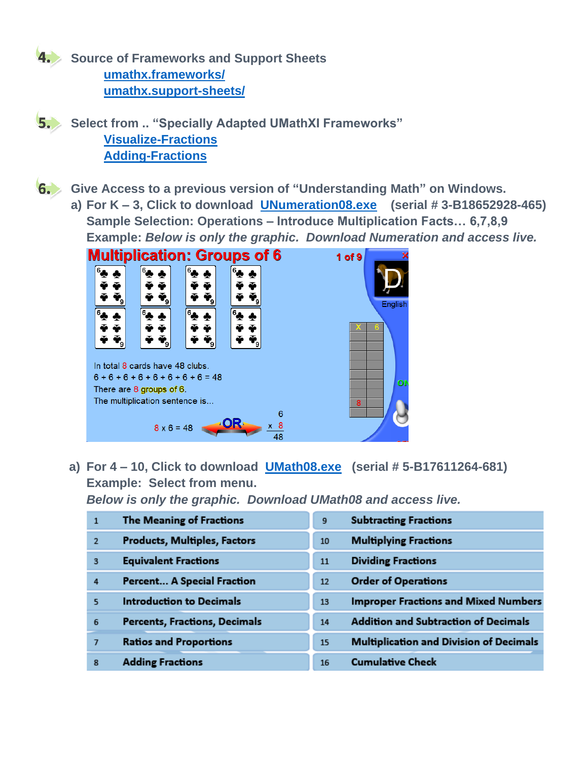**4.** Source of Frameworks and Support Sheets

[umathx.frameworks/](umathx.frameworks/)

[umathx.support-sheets/](umathx.support-sheets/)

**5.** Select from .. "Specially Adapted UMathXI Frameworks"

[Visualize-Fractions](Visualize-Fractions)

[Adding-Fractions](Adding-Fractions)

**6.** Give Access to a previous version of "Understanding Math" on Windows.

a) For K – 3, Click to download [UNumeration08.exe](UNumeration08.exe) (serial # 3-B18652928-465)

Sample Selection: Operations – Introduce Multiplication Facts… 6,7,8,9

Example: *Below is only the graphic. Download Numeration and access live.*

**Multiplication: Groups of 6**

1 of 9

In total 8 cards have 48 clubs.

6 + 6 + 6 + 6 + 6 + 6 + 6 + 6 = 48

There are 8 groups of 6.

The multiplication sentence is...

8 x 6 = 48 OR 6 x 8 = 48

a) For 4 – 10, Click to download [UMath08.exe](UMath08.exe) (serial # 5-B17611264-681)

Example: Select from menu.

*Below is only the graphic. Download UMath08 and access live.*

| | | | |
|---|---|---|---|
| 1 | The Meaning of Fractions | 9 | Subtracting Fractions |
| 2 | Products, Multiples, Factors | 10 | Multiplying Fractions |
| 3 | Equivalent Fractions | 11 | Dividing Fractions |
| 4 | Percent... A Special Fraction | 12 | Order of Operations |
| 5 | Introduction to Decimals | 13 | Improper Fractions and Mixed Numbers |
| 6 | Percents, Fractions, Decimals | 14 | Addition and Subtraction of Decimals |
| 7 | Ratios and Proportions | 15 | Multiplication and Division of Decimals |
| 8 | Adding Fractions | 16 | Cumulative Check |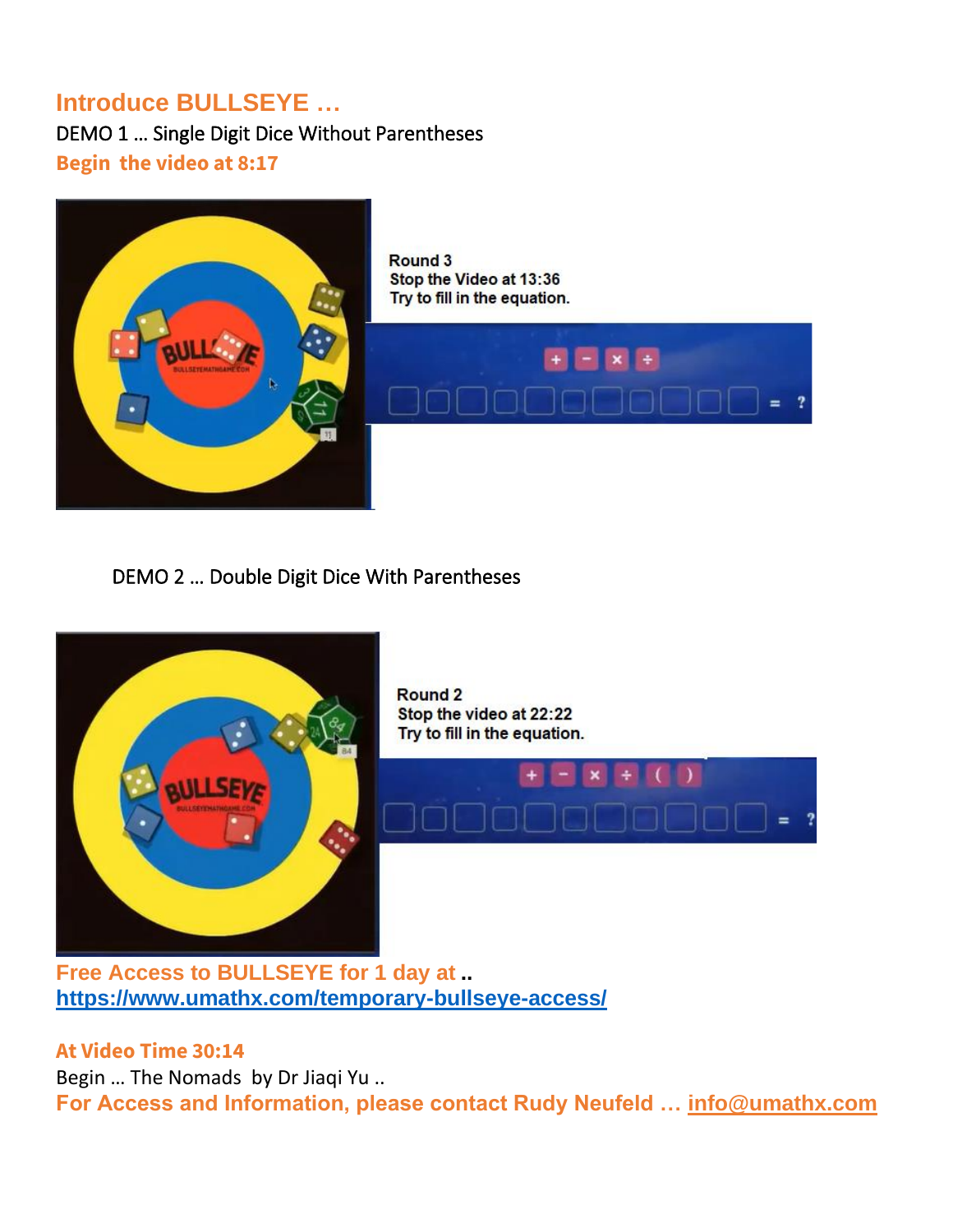## Introduce BULLSEYE …

DEMO 1 … Single Digit Dice Without Parentheses

**Begin the video at 8:17**

Round 3
Stop the Video at 13:36
Try to fill in the equation.

DEMO 2 … Double Digit Dice With Parentheses

Round 2
Stop the video at 22:22
Try to fill in the equation.

**Free Access to BULLSEYE for 1 day at ..**
**https://www.umathx.com/temporary-bullseye-access/**

**At Video Time 30:14**

Begin … The Nomads by Dr Jiaqi Yu ..

**For Access and Information, please contact Rudy Neufeld … info@umathx.com**